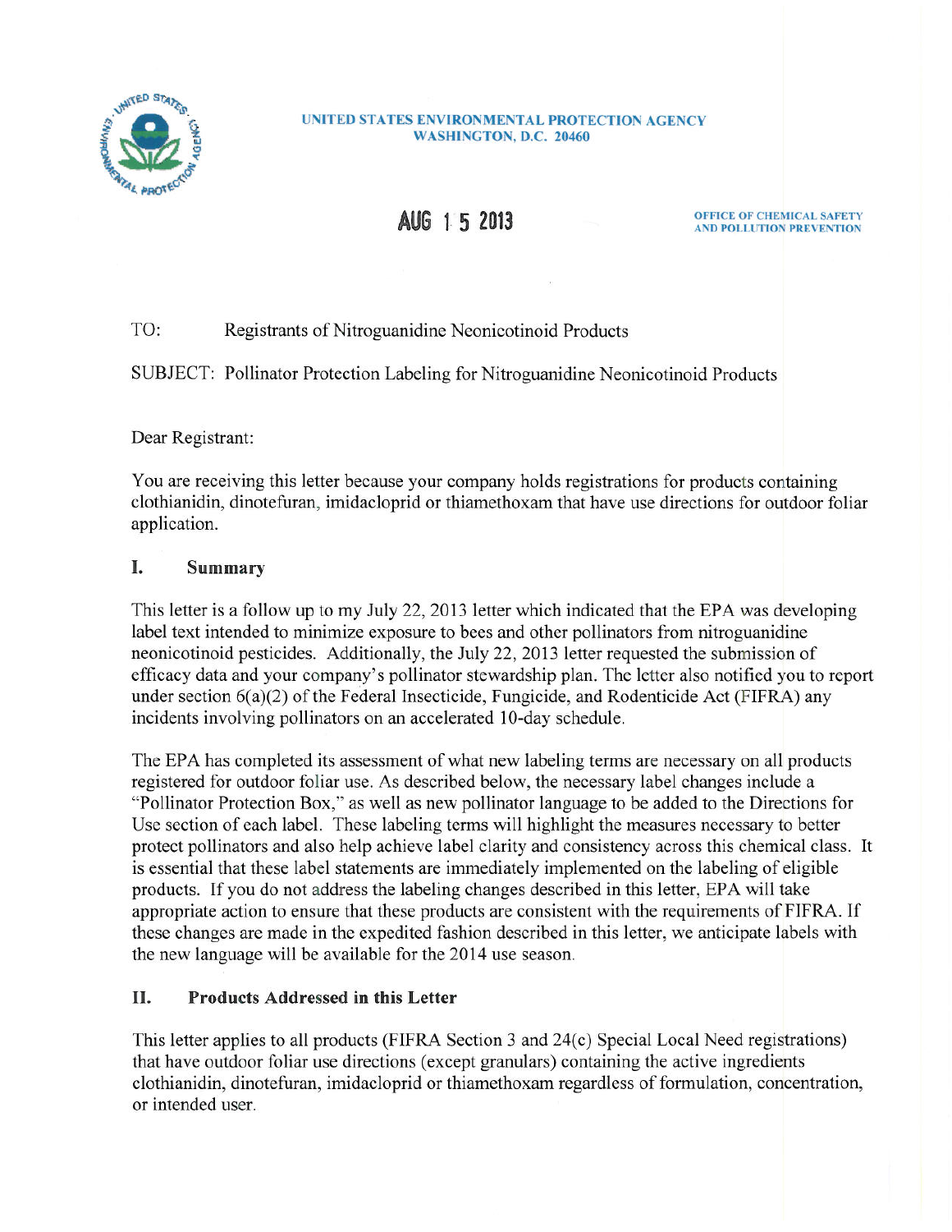UNITED STATES ENVIRONMENTAL PROTECTION AGENCY
WASHINGTON, D.C. 20460

AUG 15 2013

OFFICE OF CHEMICAL SAFETY AND POLLUTION PREVENTION

TO: Registrants of Nitroguanidine Neonicotinoid Products

SUBJECT: Pollinator Protection Labeling for Nitroguanidine Neonicotinoid Products

Dear Registrant:

You are receiving this letter because your company holds registrations for products containing clothianidin, dinotefuran, imidacloprid or thiamethoxam that have use directions for outdoor foliar application.

## I. Summary

This letter is a follow up to my July 22, 2013 letter which indicated that the EPA was developing label text intended to minimize exposure to bees and other pollinators from nitroguanidine neonicotinoid pesticides. Additionally, the July 22, 2013 letter requested the submission of efficacy data and your company's pollinator stewardship plan. The letter also notified you to report under section 6(a)(2) of the Federal Insecticide, Fungicide, and Rodenticide Act (FIFRA) any incidents involving pollinators on an accelerated 10-day schedule.

The EPA has completed its assessment of what new labeling terms are necessary on all products registered for outdoor foliar use. As described below, the necessary label changes include a "Pollinator Protection Box," as well as new pollinator language to be added to the Directions for Use section of each label. These labeling terms will highlight the measures necessary to better protect pollinators and also help achieve label clarity and consistency across this chemical class. It is essential that these label statements are immediately implemented on the labeling of eligible products. If you do not address the labeling changes described in this letter, EPA will take appropriate action to ensure that these products are consistent with the requirements of FIFRA. If these changes are made in the expedited fashion described in this letter, we anticipate labels with the new language will be available for the 2014 use season.

## II. Products Addressed in this Letter

This letter applies to all products (FIFRA Section 3 and 24(c) Special Local Need registrations) that have outdoor foliar use directions (except granulars) containing the active ingredients clothianidin, dinotefuran, imidacloprid or thiamethoxam regardless of formulation, concentration, or intended user.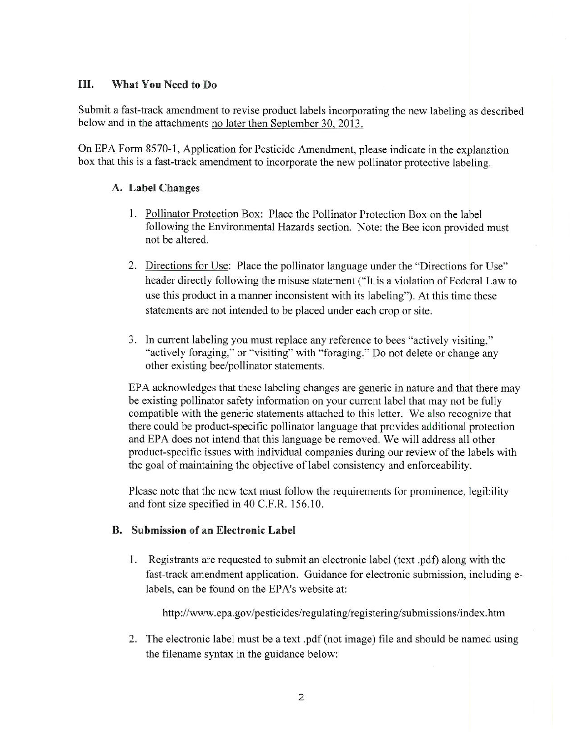## III. What You Need to Do

Submit a fast-track amendment to revise product labels incorporating the new labeling as described below and in the attachments no later then September 30, 2013.

On EPA Form 8570-1, Application for Pesticide Amendment, please indicate in the explanation box that this is a fast-track amendment to incorporate the new pollinator protective labeling.

### A. Label Changes

1. Pollinator Protection Box: Place the Pollinator Protection Box on the label following the Environmental Hazards section. Note: the Bee icon provided must not be altered.

2. Directions for Use: Place the pollinator language under the "Directions for Use" header directly following the misuse statement ("It is a violation of Federal Law to use this product in a manner inconsistent with its labeling"). At this time these statements are not intended to be placed under each crop or site.

3. In current labeling you must replace any reference to bees "actively visiting," "actively foraging," or "visiting" with "foraging." Do not delete or change any other existing bee/pollinator statements.

EPA acknowledges that these labeling changes are generic in nature and that there may be existing pollinator safety information on your current label that may not be fully compatible with the generic statements attached to this letter. We also recognize that there could be product-specific pollinator language that provides additional protection and EPA does not intend that this language be removed. We will address all other product-specific issues with individual companies during our review of the labels with the goal of maintaining the objective of label consistency and enforceability.

Please note that the new text must follow the requirements for prominence, legibility and font size specified in 40 C.F.R. 156.10.

### B. Submission of an Electronic Label

1. Registrants are requested to submit an electronic label (text .pdf) along with the fast-track amendment application. Guidance for electronic submission, including e-labels, can be found on the EPA's website at:

   http://www.epa.gov/pesticides/regulating/registering/submissions/index.htm

2. The electronic label must be a text .pdf (not image) file and should be named using the filename syntax in the guidance below: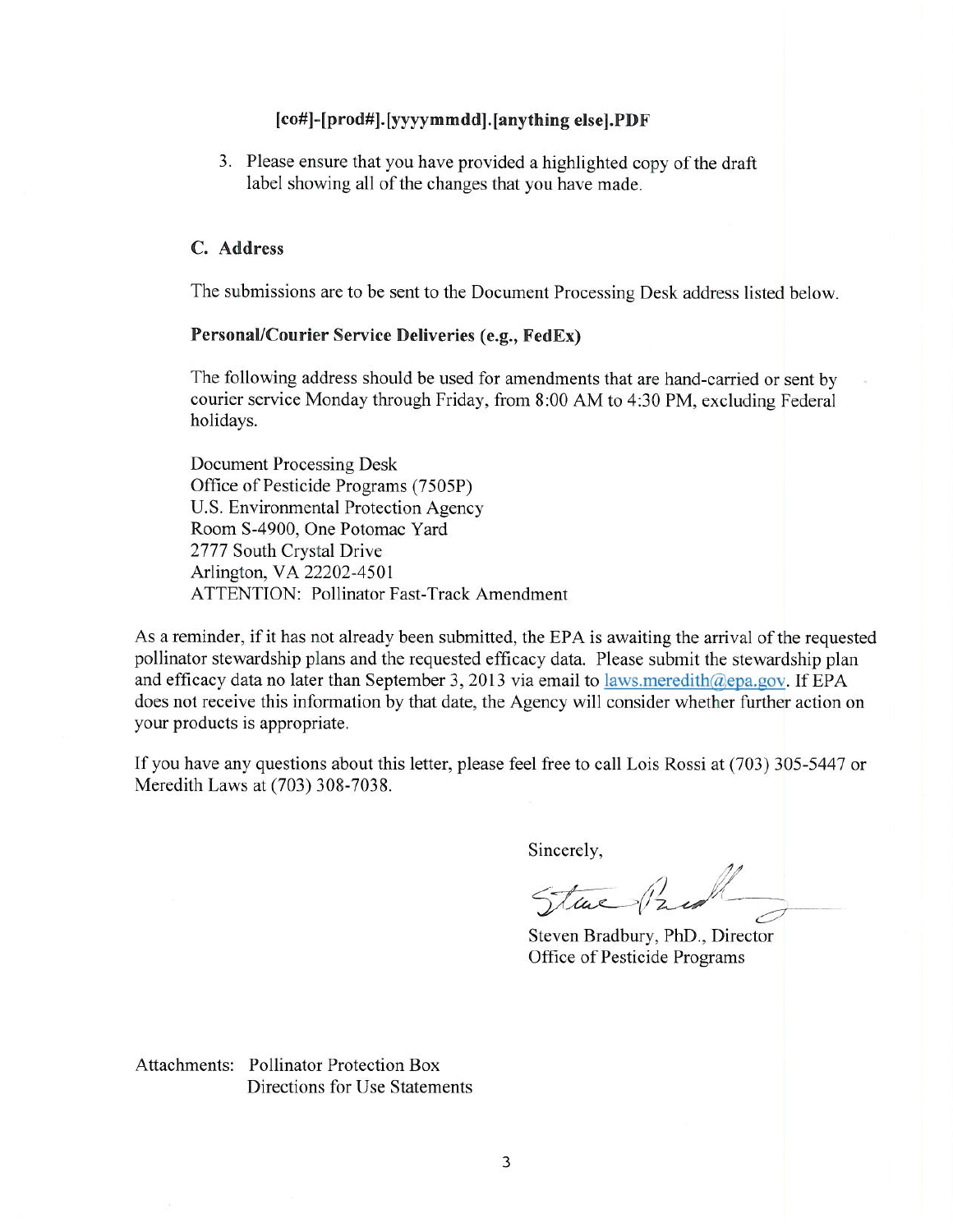**[co#]-[prod#].[yyyymmdd].[anything else].PDF**

3. Please ensure that you have provided a highlighted copy of the draft label showing all of the changes that you have made.

### C. Address

The submissions are to be sent to the Document Processing Desk address listed below.

**Personal/Courier Service Deliveries (e.g., FedEx)**

The following address should be used for amendments that are hand-carried or sent by courier service Monday through Friday, from 8:00 AM to 4:30 PM, excluding Federal holidays.

Document Processing Desk
Office of Pesticide Programs (7505P)
U.S. Environmental Protection Agency
Room S-4900, One Potomac Yard
2777 South Crystal Drive
Arlington, VA 22202-4501
ATTENTION: Pollinator Fast-Track Amendment

As a reminder, if it has not already been submitted, the EPA is awaiting the arrival of the requested pollinator stewardship plans and the requested efficacy data. Please submit the stewardship plan and efficacy data no later than September 3, 2013 via email to laws.meredith@epa.gov. If EPA does not receive this information by that date, the Agency will consider whether further action on your products is appropriate.

If you have any questions about this letter, please feel free to call Lois Rossi at (703) 305-5447 or Meredith Laws at (703) 308-7038.

Sincerely,

Steven Bradbury, PhD., Director
Office of Pesticide Programs

Attachments: Pollinator Protection Box
Directions for Use Statements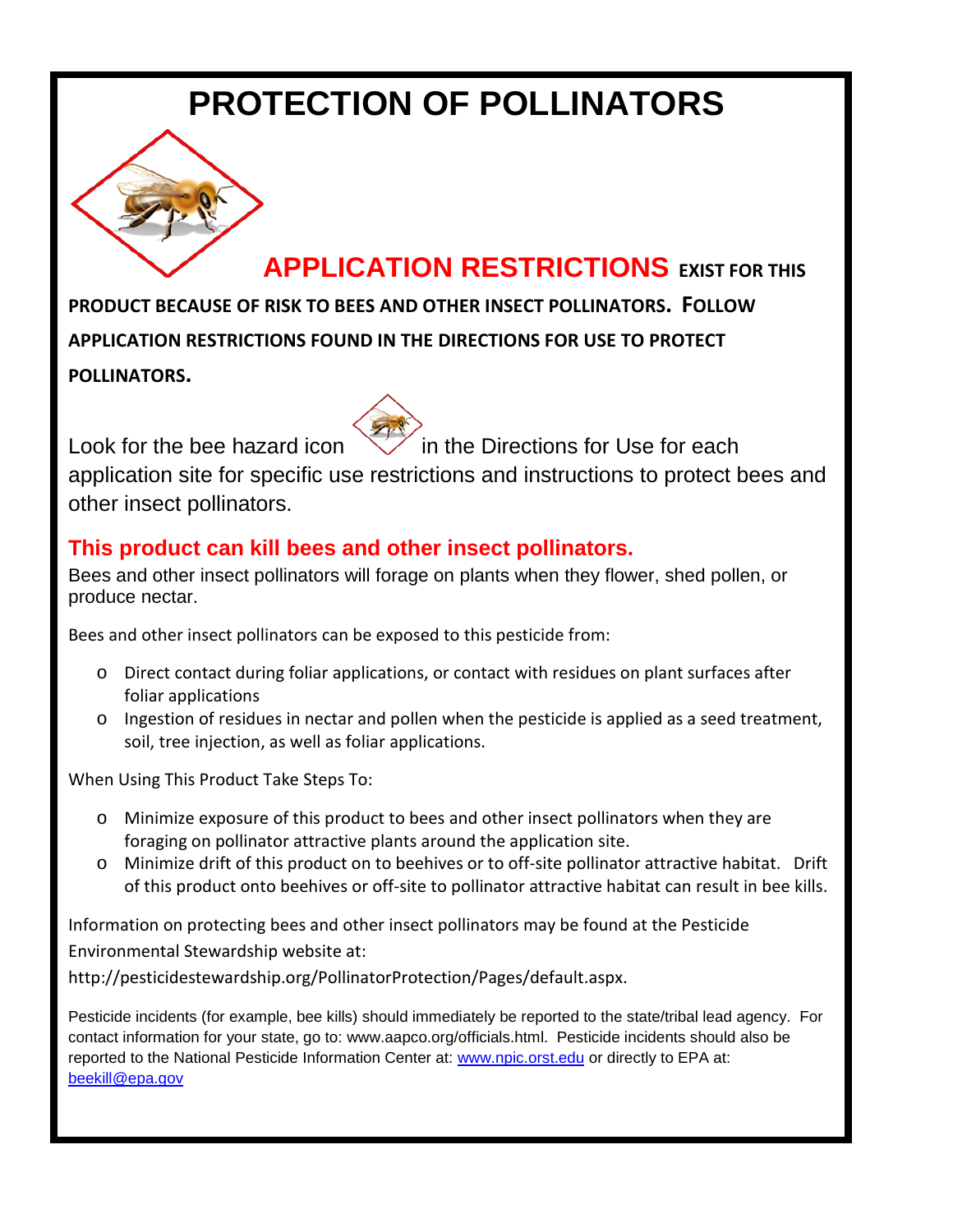# PROTECTION OF POLLINATORS

**APPLICATION RESTRICTIONS EXIST FOR THIS PRODUCT BECAUSE OF RISK TO BEES AND OTHER INSECT POLLINATORS. FOLLOW APPLICATION RESTRICTIONS FOUND IN THE DIRECTIONS FOR USE TO PROTECT POLLINATORS.**

Look for the bee hazard icon in the Directions for Use for each application site for specific use restrictions and instructions to protect bees and other insect pollinators.

## This product can kill bees and other insect pollinators.

Bees and other insect pollinators will forage on plants when they flower, shed pollen, or produce nectar.

Bees and other insect pollinators can be exposed to this pesticide from:

- Direct contact during foliar applications, or contact with residues on plant surfaces after foliar applications
- Ingestion of residues in nectar and pollen when the pesticide is applied as a seed treatment, soil, tree injection, as well as foliar applications.

When Using This Product Take Steps To:

- Minimize exposure of this product to bees and other insect pollinators when they are foraging on pollinator attractive plants around the application site.
- Minimize drift of this product on to beehives or to off-site pollinator attractive habitat. Drift of this product onto beehives or off-site to pollinator attractive habitat can result in bee kills.

Information on protecting bees and other insect pollinators may be found at the Pesticide Environmental Stewardship website at:

http://pesticidestewardship.org/PollinatorProtection/Pages/default.aspx.

Pesticide incidents (for example, bee kills) should immediately be reported to the state/tribal lead agency. For contact information for your state, go to: www.aapco.org/officials.html. Pesticide incidents should also be reported to the National Pesticide Information Center at: www.npic.orst.edu or directly to EPA at: beekill@epa.gov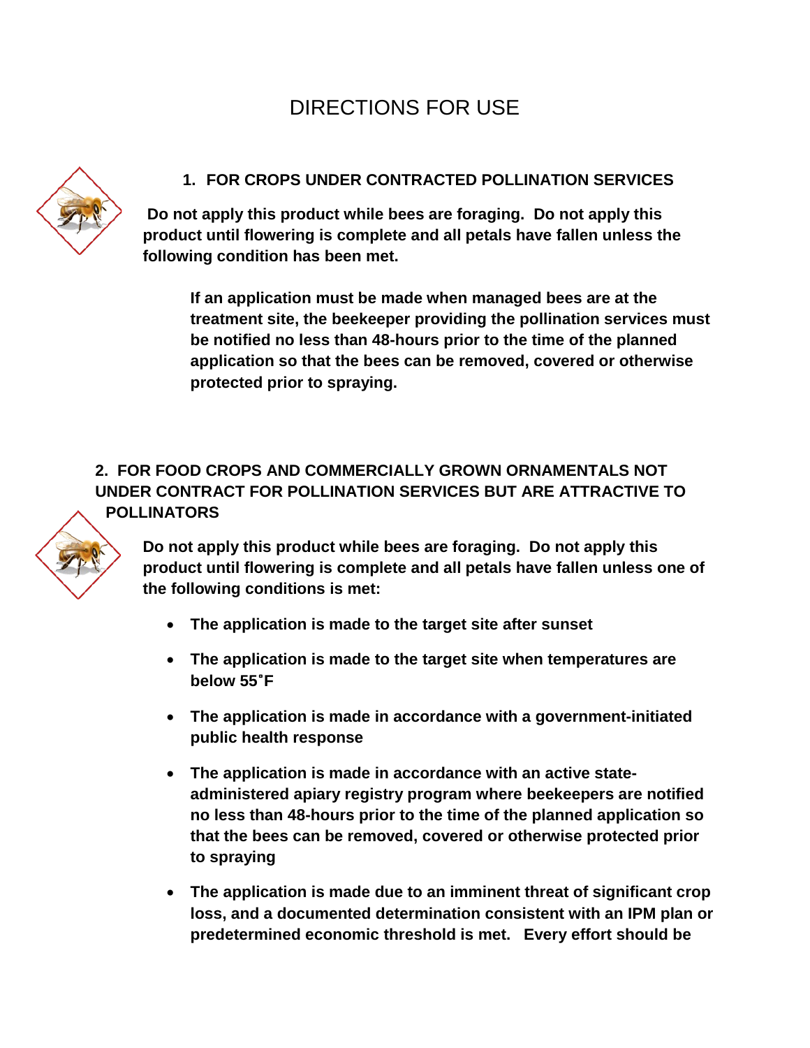# DIRECTIONS FOR USE

## 1. FOR CROPS UNDER CONTRACTED POLLINATION SERVICES

**Do not apply this product while bees are foraging. Do not apply this product until flowering is complete and all petals have fallen unless the following condition has been met.**

> **If an application must be made when managed bees are at the treatment site, the beekeeper providing the pollination services must be notified no less than 48-hours prior to the time of the planned application so that the bees can be removed, covered or otherwise protected prior to spraying.**

## 2. FOR FOOD CROPS AND COMMERCIALLY GROWN ORNAMENTALS NOT UNDER CONTRACT FOR POLLINATION SERVICES BUT ARE ATTRACTIVE TO POLLINATORS

**Do not apply this product while bees are foraging. Do not apply this product until flowering is complete and all petals have fallen unless one of the following conditions is met:**

- **The application is made to the target site after sunset**
- **The application is made to the target site when temperatures are below 55˚F**
- **The application is made in accordance with a government-initiated public health response**
- **The application is made in accordance with an active state-administered apiary registry program where beekeepers are notified no less than 48-hours prior to the time of the planned application so that the bees can be removed, covered or otherwise protected prior to spraying**
- **The application is made due to an imminent threat of significant crop loss, and a documented determination consistent with an IPM plan or predetermined economic threshold is met. Every effort should be**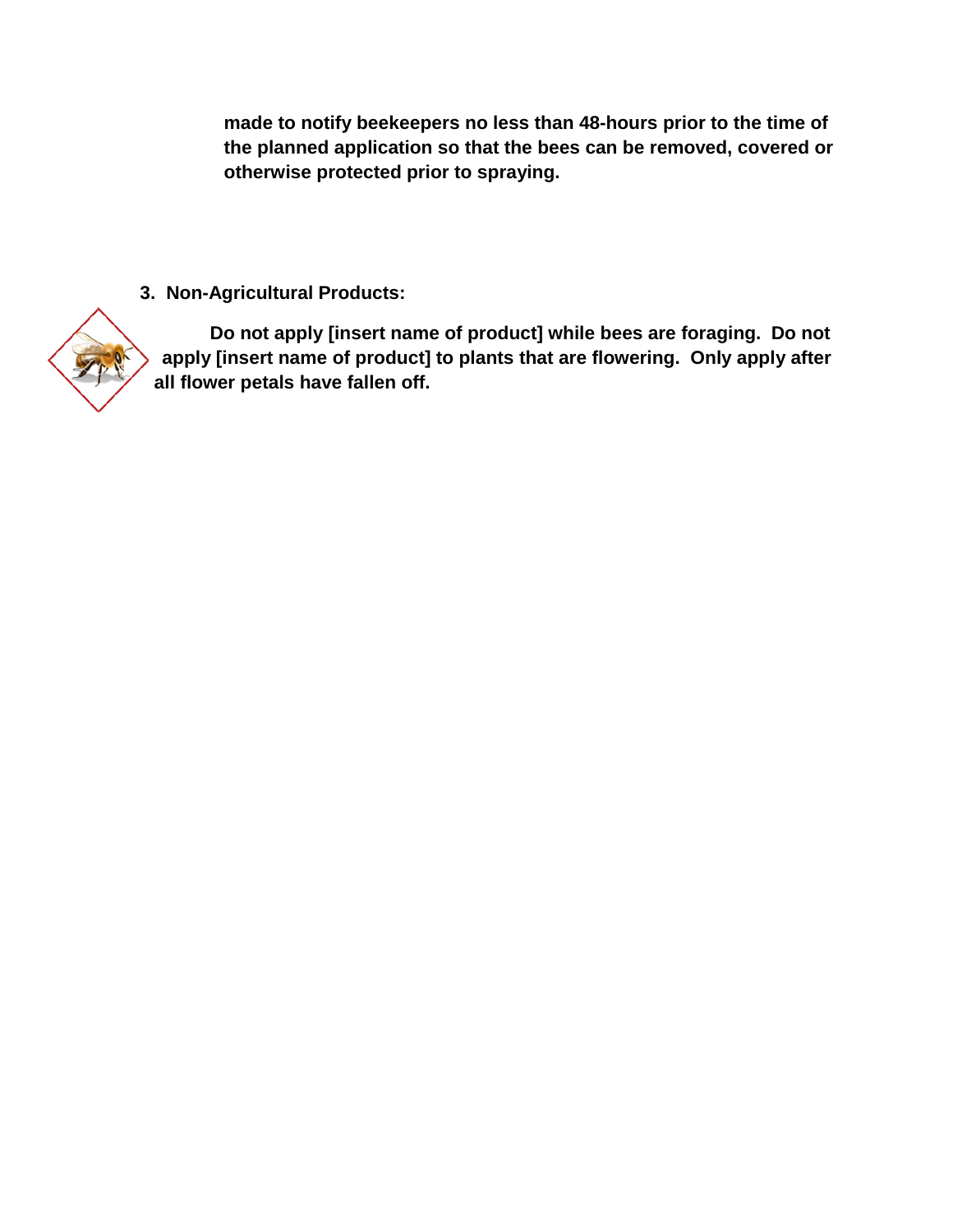**made to notify beekeepers no less than 48-hours prior to the time of the planned application so that the bees can be removed, covered or otherwise protected prior to spraying.**

**3. Non-Agricultural Products:**

**Do not apply [insert name of product] while bees are foraging. Do not apply [insert name of product] to plants that are flowering. Only apply after all flower petals have fallen off.**